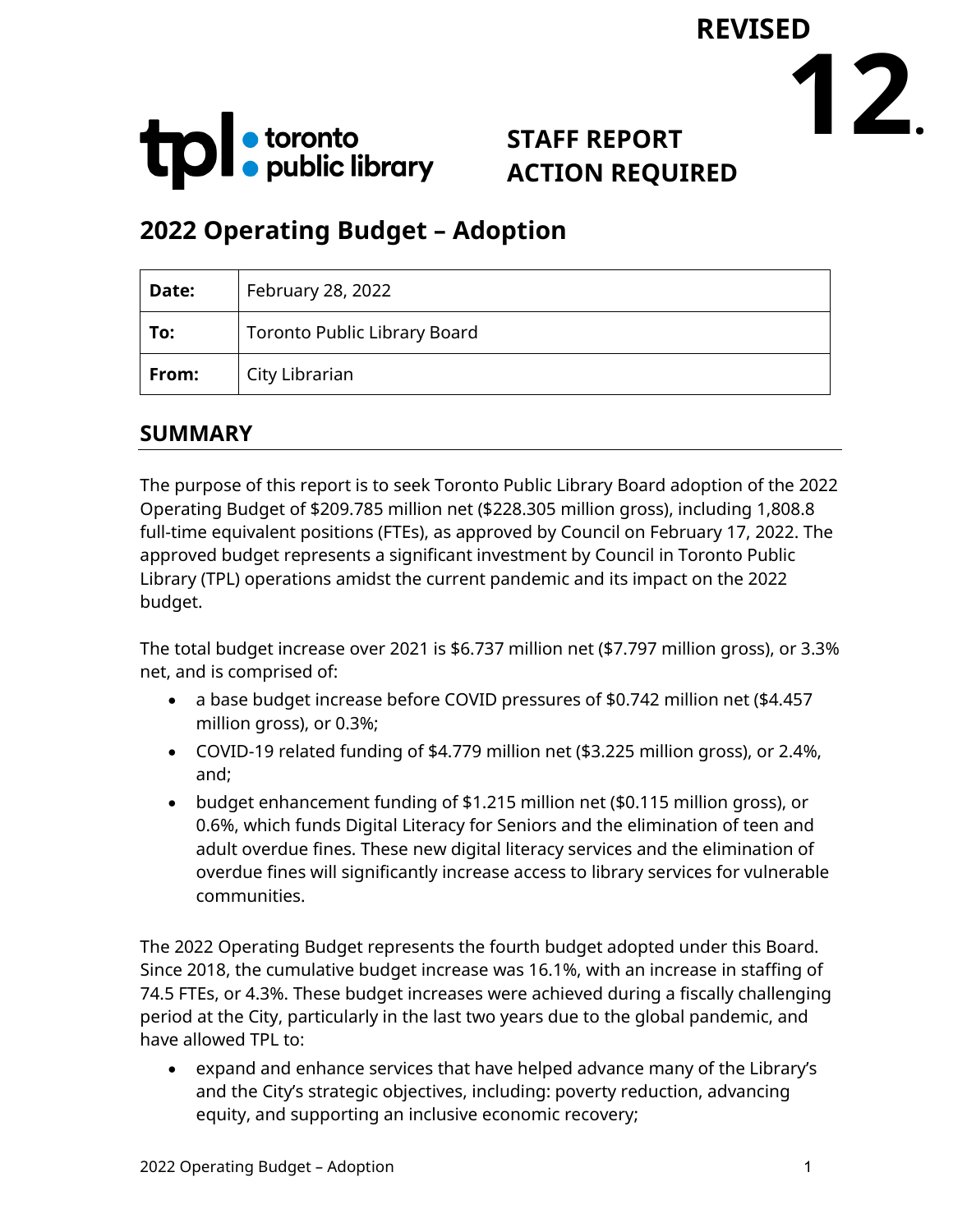REVISED

**12.**

toronto public library

**STAFF REPORT**
**ACTION REQUIRED**

# 2022 Operating Budget – Adoption

| | |
|---|---|
| **Date:** | February 28, 2022 |
| **To:** | Toronto Public Library Board |
| **From:** | City Librarian |

## SUMMARY

The purpose of this report is to seek Toronto Public Library Board adoption of the 2022 Operating Budget of $209.785 million net ($228.305 million gross), including 1,808.8 full-time equivalent positions (FTEs), as approved by Council on February 17, 2022. The approved budget represents a significant investment by Council in Toronto Public Library (TPL) operations amidst the current pandemic and its impact on the 2022 budget.

The total budget increase over 2021 is $6.737 million net ($7.797 million gross), or 3.3% net, and is comprised of:

- a base budget increase before COVID pressures of $0.742 million net ($4.457 million gross), or 0.3%;
- COVID-19 related funding of $4.779 million net ($3.225 million gross), or 2.4%, and;
- budget enhancement funding of $1.215 million net ($0.115 million gross), or 0.6%, which funds Digital Literacy for Seniors and the elimination of teen and adult overdue fines. These new digital literacy services and the elimination of overdue fines will significantly increase access to library services for vulnerable communities.

The 2022 Operating Budget represents the fourth budget adopted under this Board. Since 2018, the cumulative budget increase was 16.1%, with an increase in staffing of 74.5 FTEs, or 4.3%. These budget increases were achieved during a fiscally challenging period at the City, particularly in the last two years due to the global pandemic, and have allowed TPL to:

- expand and enhance services that have helped advance many of the Library's and the City's strategic objectives, including: poverty reduction, advancing equity, and supporting an inclusive economic recovery;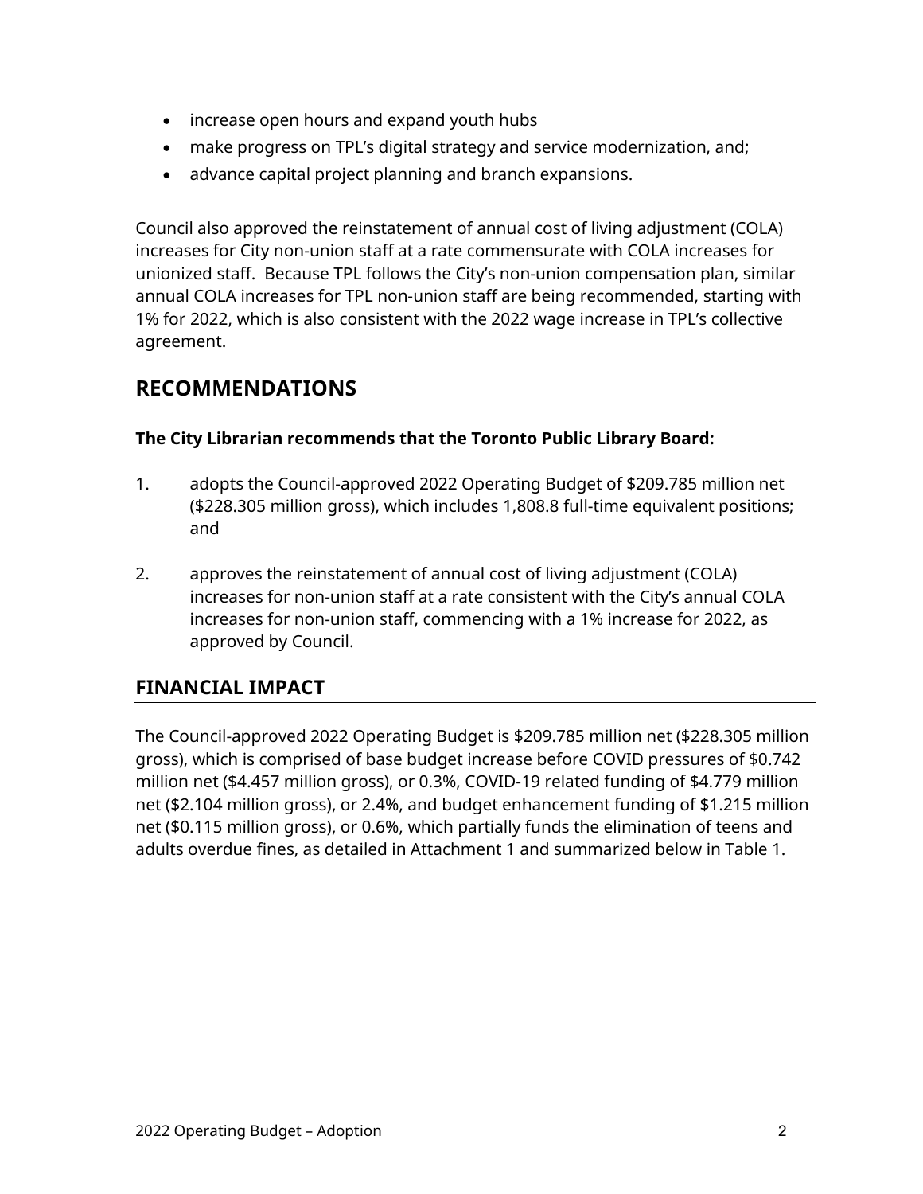- increase open hours and expand youth hubs
- make progress on TPL's digital strategy and service modernization, and;
- advance capital project planning and branch expansions.

Council also approved the reinstatement of annual cost of living adjustment (COLA) increases for City non-union staff at a rate commensurate with COLA increases for unionized staff. Because TPL follows the City's non-union compensation plan, similar annual COLA increases for TPL non-union staff are being recommended, starting with 1% for 2022, which is also consistent with the 2022 wage increase in TPL's collective agreement.

## RECOMMENDATIONS

**The City Librarian recommends that the Toronto Public Library Board:**

1. adopts the Council-approved 2022 Operating Budget of $209.785 million net ($228.305 million gross), which includes 1,808.8 full-time equivalent positions; and

2. approves the reinstatement of annual cost of living adjustment (COLA) increases for non-union staff at a rate consistent with the City's annual COLA increases for non-union staff, commencing with a 1% increase for 2022, as approved by Council.

## FINANCIAL IMPACT

The Council-approved 2022 Operating Budget is $209.785 million net ($228.305 million gross), which is comprised of base budget increase before COVID pressures of $0.742 million net ($4.457 million gross), or 0.3%, COVID-19 related funding of $4.779 million net ($2.104 million gross), or 2.4%, and budget enhancement funding of $1.215 million net ($0.115 million gross), or 0.6%, which partially funds the elimination of teens and adults overdue fines, as detailed in Attachment 1 and summarized below in Table 1.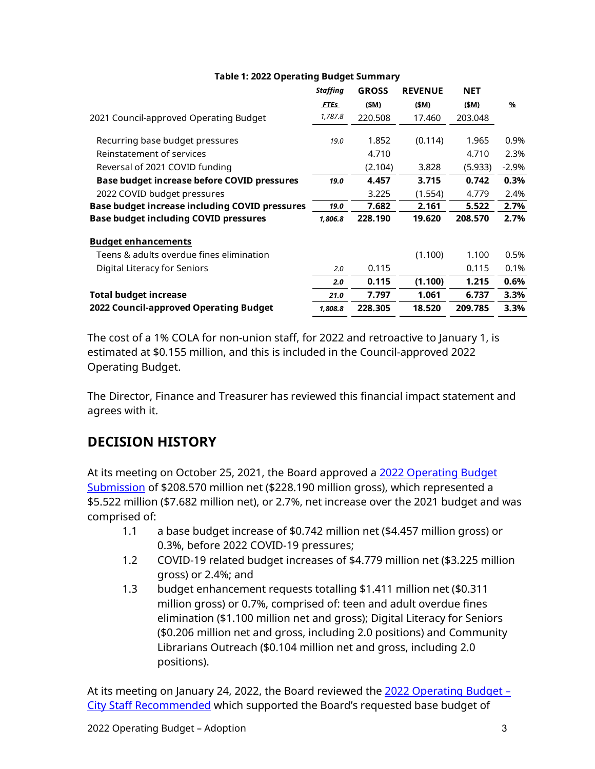**Table 1: 2022 Operating Budget Summary**

| | *Staffing* *FTEs* | GROSS ($M) | REVENUE ($M) | NET ($M) | % |
|---|---|---|---|---|---|
| 2021 Council-approved Operating Budget | *1,787.8* | 220.508 | 17.460 | 203.048 | |
| Recurring base budget pressures | *19.0* | 1.852 | (0.114) | 1.965 | 0.9% |
| Reinstatement of services | | 4.710 | | 4.710 | 2.3% |
| Reversal of 2021 COVID funding | | (2.104) | 3.828 | (5.933) | -2.9% |
| **Base budget increase before COVID pressures** | ***19.0*** | **4.457** | **3.715** | **0.742** | **0.3%** |
| 2022 COVID budget pressures | | 3.225 | (1.554) | 4.779 | 2.4% |
| **Base budget increase including COVID pressures** | ***19.0*** | **7.682** | **2.161** | **5.522** | **2.7%** |
| **Base budget including COVID pressures** | ***1,806.8*** | **228.190** | **19.620** | **208.570** | **2.7%** |
| **Budget enhancements** | | | | | |
| Teens & adults overdue fines elimination | | | (1.100) | 1.100 | 0.5% |
| Digital Literacy for Seniors | *2.0* | 0.115 | | 0.115 | 0.1% |
| | ***2.0*** | **0.115** | **(1.100)** | **1.215** | **0.6%** |
| **Total budget increase** | ***21.0*** | **7.797** | **1.061** | **6.737** | **3.3%** |
| **2022 Council-approved Operating Budget** | ***1,808.8*** | **228.305** | **18.520** | **209.785** | **3.3%** |

The cost of a 1% COLA for non-union staff, for 2022 and retroactive to January 1, is estimated at $0.155 million, and this is included in the Council-approved 2022 Operating Budget.

The Director, Finance and Treasurer has reviewed this financial impact statement and agrees with it.

## DECISION HISTORY

At its meeting on October 25, 2021, the Board approved a 2022 Operating Budget Submission of $208.570 million net ($228.190 million gross), which represented a $5.522 million ($7.682 million net), or 2.7%, net increase over the 2021 budget and was comprised of:

1.1 a base budget increase of $0.742 million net ($4.457 million gross) or 0.3%, before 2022 COVID-19 pressures;

1.2 COVID-19 related budget increases of $4.779 million net ($3.225 million gross) or 2.4%; and

1.3 budget enhancement requests totalling $1.411 million net ($0.311 million gross) or 0.7%, comprised of: teen and adult overdue fines elimination ($1.100 million net and gross); Digital Literacy for Seniors ($0.206 million net and gross, including 2.0 positions) and Community Librarians Outreach ($0.104 million net and gross, including 2.0 positions).

At its meeting on January 24, 2022, the Board reviewed the 2022 Operating Budget – City Staff Recommended which supported the Board's requested base budget of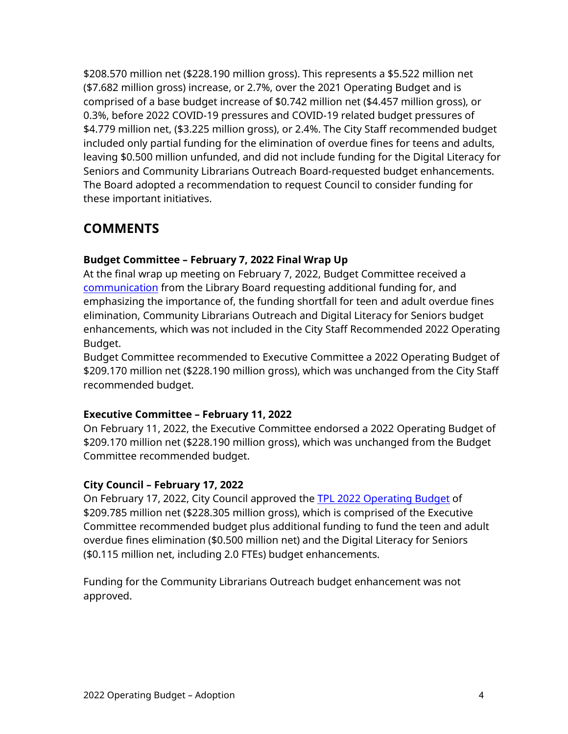$208.570 million net ($228.190 million gross). This represents a $5.522 million net ($7.682 million gross) increase, or 2.7%, over the 2021 Operating Budget and is comprised of a base budget increase of $0.742 million net ($4.457 million gross), or 0.3%, before 2022 COVID-19 pressures and COVID-19 related budget pressures of $4.779 million net, ($3.225 million gross), or 2.4%. The City Staff recommended budget included only partial funding for the elimination of overdue fines for teens and adults, leaving $0.500 million unfunded, and did not include funding for the Digital Literacy for Seniors and Community Librarians Outreach Board-requested budget enhancements. The Board adopted a recommendation to request Council to consider funding for these important initiatives.

## COMMENTS

**Budget Committee – February 7, 2022 Final Wrap Up**

At the final wrap up meeting on February 7, 2022, Budget Committee received a communication from the Library Board requesting additional funding for, and emphasizing the importance of, the funding shortfall for teen and adult overdue fines elimination, Community Librarians Outreach and Digital Literacy for Seniors budget enhancements, which was not included in the City Staff Recommended 2022 Operating Budget.

Budget Committee recommended to Executive Committee a 2022 Operating Budget of $209.170 million net ($228.190 million gross), which was unchanged from the City Staff recommended budget.

**Executive Committee – February 11, 2022**

On February 11, 2022, the Executive Committee endorsed a 2022 Operating Budget of $209.170 million net ($228.190 million gross), which was unchanged from the Budget Committee recommended budget.

**City Council – February 17, 2022**

On February 17, 2022, City Council approved the TPL 2022 Operating Budget of $209.785 million net ($228.305 million gross), which is comprised of the Executive Committee recommended budget plus additional funding to fund the teen and adult overdue fines elimination ($0.500 million net) and the Digital Literacy for Seniors ($0.115 million net, including 2.0 FTEs) budget enhancements.

Funding for the Community Librarians Outreach budget enhancement was not approved.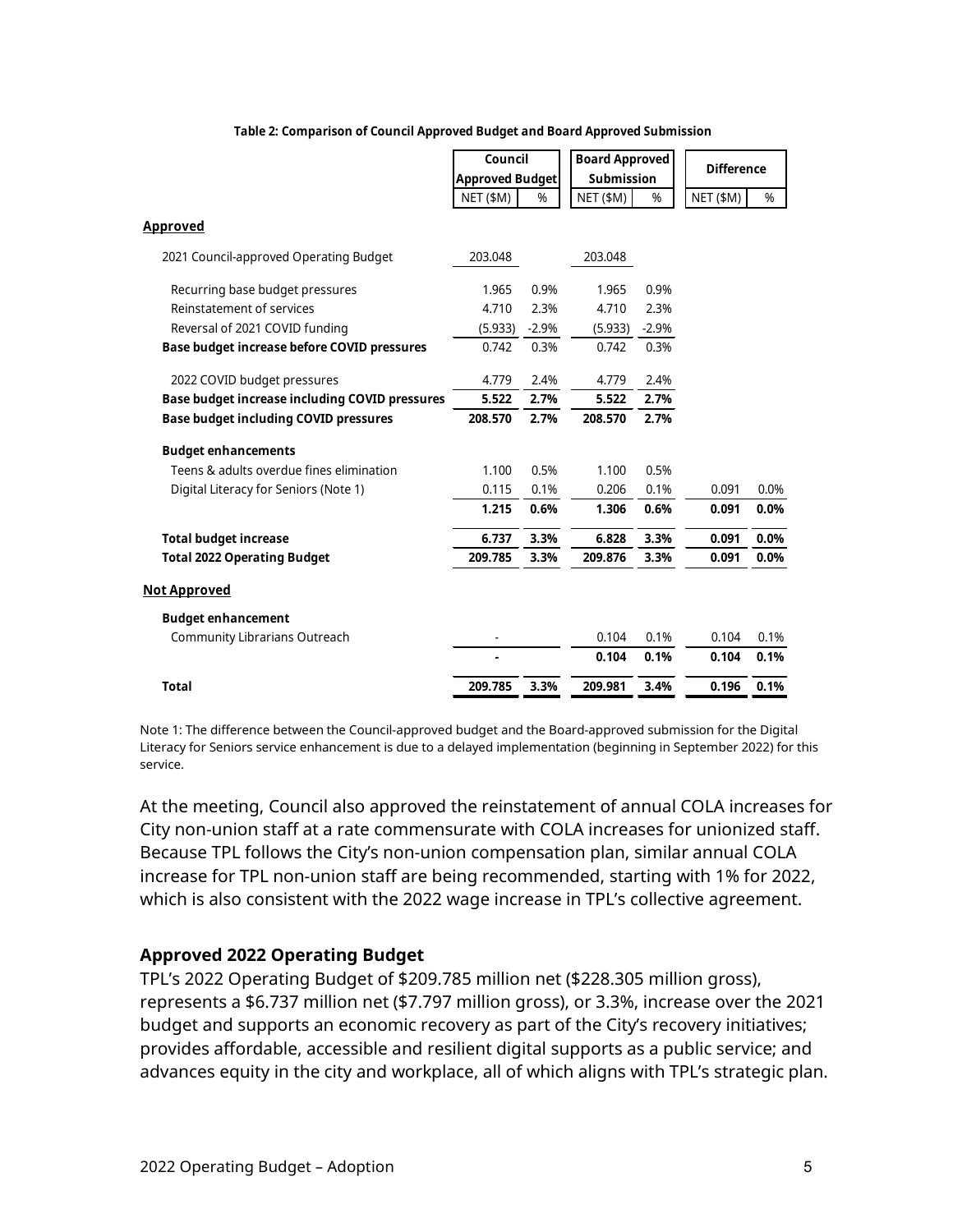**Table 2: Comparison of Council Approved Budget and Board Approved Submission**

| | Council Approved Budget | | Board Approved Submission | | Difference | |
|---|---|---|---|---|---|---|
| | NET ($M) | % | NET ($M) | % | NET ($M) | % |
| **Approved** | | | | | | |
| 2021 Council-approved Operating Budget | 203.048 | | 203.048 | | | |
| Recurring base budget pressures | 1.965 | 0.9% | 1.965 | 0.9% | | |
| Reinstatement of services | 4.710 | 2.3% | 4.710 | 2.3% | | |
| Reversal of 2021 COVID funding | (5.933) | -2.9% | (5.933) | -2.9% | | |
| **Base budget increase before COVID pressures** | 0.742 | 0.3% | 0.742 | 0.3% | | |
| 2022 COVID budget pressures | 4.779 | 2.4% | 4.779 | 2.4% | | |
| **Base budget increase including COVID pressures** | **5.522** | **2.7%** | **5.522** | **2.7%** | | |
| **Base budget including COVID pressures** | **208.570** | **2.7%** | **208.570** | **2.7%** | | |
| **Budget enhancements** | | | | | | |
| Teens & adults overdue fines elimination | 1.100 | 0.5% | 1.100 | 0.5% | | |
| Digital Literacy for Seniors (Note 1) | 0.115 | 0.1% | 0.206 | 0.1% | 0.091 | 0.0% |
| | **1.215** | **0.6%** | **1.306** | **0.6%** | **0.091** | **0.0%** |
| **Total budget increase** | **6.737** | **3.3%** | **6.828** | **3.3%** | **0.091** | **0.0%** |
| **Total 2022 Operating Budget** | **209.785** | **3.3%** | **209.876** | **3.3%** | **0.091** | **0.0%** |
| **Not Approved** | | | | | | |
| **Budget enhancement** | | | | | | |
| Community Librarians Outreach | - | | 0.104 | 0.1% | 0.104 | 0.1% |
| | **-** | | **0.104** | **0.1%** | **0.104** | **0.1%** |
| **Total** | **209.785** | **3.3%** | **209.981** | **3.4%** | **0.196** | **0.1%** |

Note 1: The difference between the Council-approved budget and the Board-approved submission for the Digital Literacy for Seniors service enhancement is due to a delayed implementation (beginning in September 2022) for this service.

At the meeting, Council also approved the reinstatement of annual COLA increases for City non-union staff at a rate commensurate with COLA increases for unionized staff. Because TPL follows the City's non-union compensation plan, similar annual COLA increase for TPL non-union staff are being recommended, starting with 1% for 2022, which is also consistent with the 2022 wage increase in TPL's collective agreement.

### Approved 2022 Operating Budget

TPL's 2022 Operating Budget of $209.785 million net ($228.305 million gross), represents a $6.737 million net ($7.797 million gross), or 3.3%, increase over the 2021 budget and supports an economic recovery as part of the City's recovery initiatives; provides affordable, accessible and resilient digital supports as a public service; and advances equity in the city and workplace, all of which aligns with TPL's strategic plan.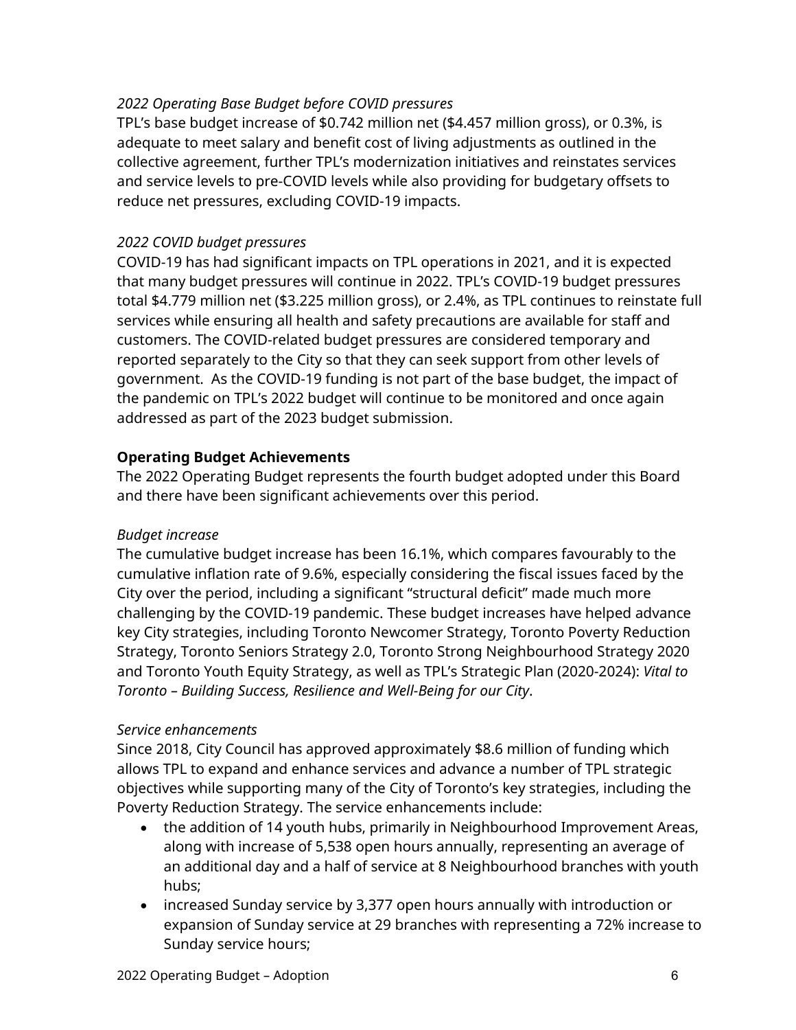*2022 Operating Base Budget before COVID pressures*

TPL's base budget increase of $0.742 million net ($4.457 million gross), or 0.3%, is adequate to meet salary and benefit cost of living adjustments as outlined in the collective agreement, further TPL's modernization initiatives and reinstates services and service levels to pre-COVID levels while also providing for budgetary offsets to reduce net pressures, excluding COVID-19 impacts.

*2022 COVID budget pressures*

COVID-19 has had significant impacts on TPL operations in 2021, and it is expected that many budget pressures will continue in 2022. TPL's COVID-19 budget pressures total $4.779 million net ($3.225 million gross), or 2.4%, as TPL continues to reinstate full services while ensuring all health and safety precautions are available for staff and customers. The COVID-related budget pressures are considered temporary and reported separately to the City so that they can seek support from other levels of government. As the COVID-19 funding is not part of the base budget, the impact of the pandemic on TPL's 2022 budget will continue to be monitored and once again addressed as part of the 2023 budget submission.

**Operating Budget Achievements**

The 2022 Operating Budget represents the fourth budget adopted under this Board and there have been significant achievements over this period.

*Budget increase*

The cumulative budget increase has been 16.1%, which compares favourably to the cumulative inflation rate of 9.6%, especially considering the fiscal issues faced by the City over the period, including a significant "structural deficit" made much more challenging by the COVID-19 pandemic. These budget increases have helped advance key City strategies, including Toronto Newcomer Strategy, Toronto Poverty Reduction Strategy, Toronto Seniors Strategy 2.0, Toronto Strong Neighbourhood Strategy 2020 and Toronto Youth Equity Strategy, as well as TPL's Strategic Plan (2020-2024): *Vital to Toronto – Building Success, Resilience and Well-Being for our City*.

*Service enhancements*

Since 2018, City Council has approved approximately $8.6 million of funding which allows TPL to expand and enhance services and advance a number of TPL strategic objectives while supporting many of the City of Toronto's key strategies, including the Poverty Reduction Strategy. The service enhancements include:

- the addition of 14 youth hubs, primarily in Neighbourhood Improvement Areas, along with increase of 5,538 open hours annually, representing an average of an additional day and a half of service at 8 Neighbourhood branches with youth hubs;
- increased Sunday service by 3,377 open hours annually with introduction or expansion of Sunday service at 29 branches with representing a 72% increase to Sunday service hours;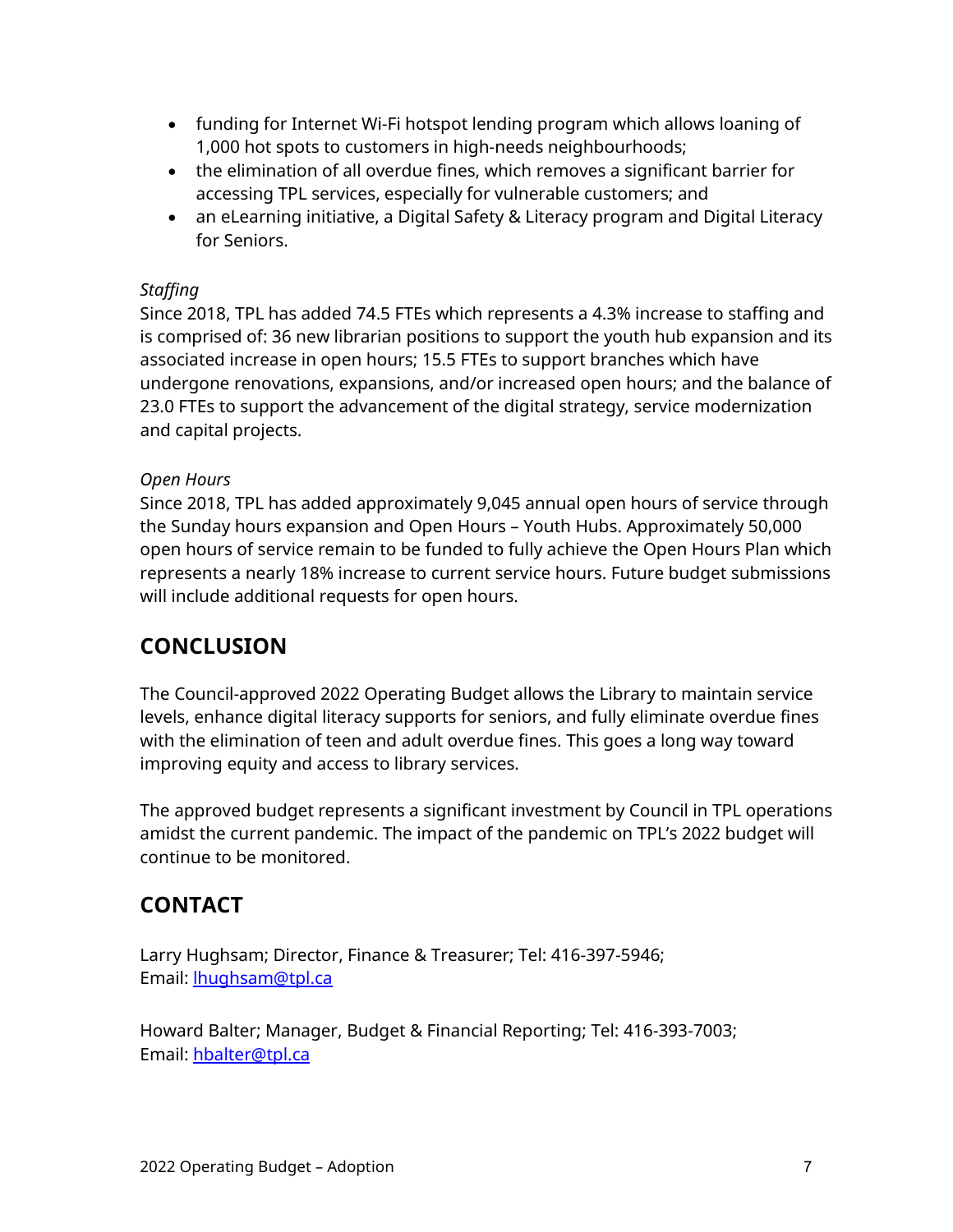- funding for Internet Wi-Fi hotspot lending program which allows loaning of 1,000 hot spots to customers in high-needs neighbourhoods;
- the elimination of all overdue fines, which removes a significant barrier for accessing TPL services, especially for vulnerable customers; and
- an eLearning initiative, a Digital Safety & Literacy program and Digital Literacy for Seniors.

*Staffing*

Since 2018, TPL has added 74.5 FTEs which represents a 4.3% increase to staffing and is comprised of: 36 new librarian positions to support the youth hub expansion and its associated increase in open hours; 15.5 FTEs to support branches which have undergone renovations, expansions, and/or increased open hours; and the balance of 23.0 FTEs to support the advancement of the digital strategy, service modernization and capital projects.

*Open Hours*

Since 2018, TPL has added approximately 9,045 annual open hours of service through the Sunday hours expansion and Open Hours – Youth Hubs. Approximately 50,000 open hours of service remain to be funded to fully achieve the Open Hours Plan which represents a nearly 18% increase to current service hours. Future budget submissions will include additional requests for open hours.

## CONCLUSION

The Council-approved 2022 Operating Budget allows the Library to maintain service levels, enhance digital literacy supports for seniors, and fully eliminate overdue fines with the elimination of teen and adult overdue fines. This goes a long way toward improving equity and access to library services.

The approved budget represents a significant investment by Council in TPL operations amidst the current pandemic. The impact of the pandemic on TPL's 2022 budget will continue to be monitored.

## CONTACT

Larry Hughsam; Director, Finance & Treasurer; Tel: 416-397-5946;
Email: [lhughsam@tpl.ca](mailto:lhughsam@tpl.ca)

Howard Balter; Manager, Budget & Financial Reporting; Tel: 416-393-7003;
Email: [hbalter@tpl.ca](mailto:hbalter@tpl.ca)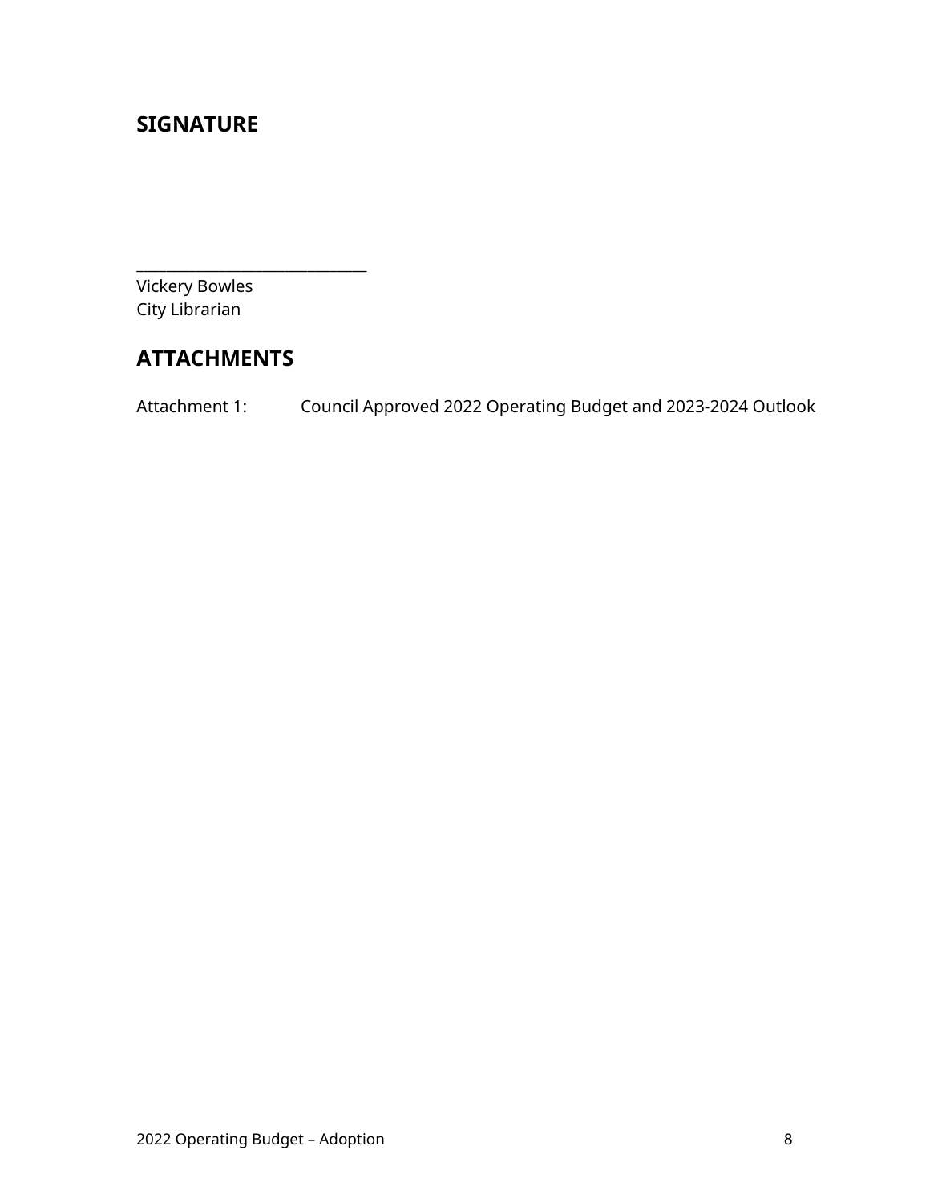## SIGNATURE

_______________________________
Vickery Bowles
City Librarian

## ATTACHMENTS

Attachment 1: Council Approved 2022 Operating Budget and 2023-2024 Outlook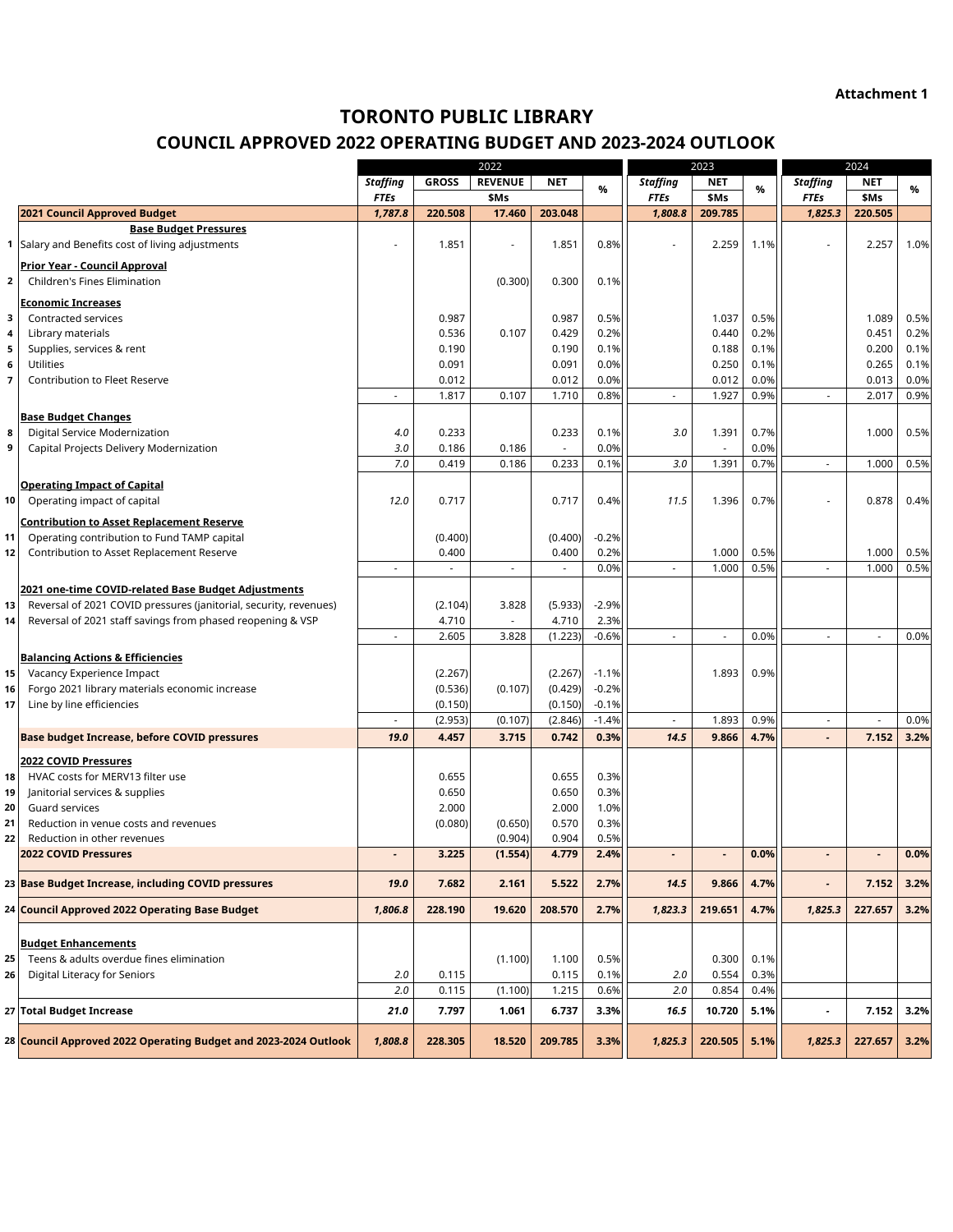**Attachment 1**

# TORONTO PUBLIC LIBRARY

## COUNCIL APPROVED 2022 OPERATING BUDGET AND 2023-2024 OUTLOOK

| | | 2022 | | | | | 2023 | | | 2024 | | |
|---|---|---|---|---|---|---|---|---|---|---|---|---|
| | | *Staffing FTEs* | GROSS | REVENUE | NET | % | *Staffing FTEs* | NET $Ms | % | *Staffing FTEs* | NET $Ms | % |
| | | | $Ms | | | | | | | | | |
| | **2021 Council Approved Budget** | ***1,787.8*** | **220.508** | **17.460** | **203.048** | | ***1,808.8*** | **209.785** | | ***1,825.3*** | **220.505** | |
| | **Base Budget Pressures** | | | | | | | | | | | |
| 1 | Salary and Benefits cost of living adjustments | - | 1.851 | - | 1.851 | 0.8% | - | 2.259 | 1.1% | - | 2.257 | 1.0% |
| | **Prior Year - Council Approval** | | | | | | | | | | | |
| 2 | Children's Fines Elimination | | | (0.300) | 0.300 | 0.1% | | | | | | |
| | **Economic Increases** | | | | | | | | | | | |
| 3 | Contracted services | | 0.987 | | 0.987 | 0.5% | | 1.037 | 0.5% | | 1.089 | 0.5% |
| 4 | Library materials | | 0.536 | 0.107 | 0.429 | 0.2% | | 0.440 | 0.2% | | 0.451 | 0.2% |
| 5 | Supplies, services & rent | | 0.190 | | 0.190 | 0.1% | | 0.188 | 0.1% | | 0.200 | 0.1% |
| 6 | Utilities | | 0.091 | | 0.091 | 0.0% | | 0.250 | 0.1% | | 0.265 | 0.1% |
| 7 | Contribution to Fleet Reserve | | 0.012 | | 0.012 | 0.0% | | 0.012 | 0.0% | | 0.013 | 0.0% |
| | | - | 1.817 | 0.107 | 1.710 | 0.8% | - | 1.927 | 0.9% | - | 2.017 | 0.9% |
| | **Base Budget Changes** | | | | | | | | | | | |
| 8 | Digital Service Modernization | *4.0* | 0.233 | | 0.233 | 0.1% | *3.0* | 1.391 | 0.7% | | 1.000 | 0.5% |
| 9 | Capital Projects Delivery Modernization | *3.0* | 0.186 | 0.186 | - | 0.0% | | - | 0.0% | | | |
| | | *7.0* | 0.419 | 0.186 | 0.233 | 0.1% | *3.0* | 1.391 | 0.7% | - | 1.000 | 0.5% |
| | **Operating Impact of Capital** | | | | | | | | | | | |
| 10 | Operating impact of capital | *12.0* | 0.717 | | 0.717 | 0.4% | *11.5* | 1.396 | 0.7% | - | 0.878 | 0.4% |
| | **Contribution to Asset Replacement Reserve** | | | | | | | | | | | |
| 11 | Operating contribution to Fund TAMP capital | | (0.400) | | (0.400) | -0.2% | | | | | | |
| 12 | Contribution to Asset Replacement Reserve | | 0.400 | | 0.400 | 0.2% | | 1.000 | 0.5% | | 1.000 | 0.5% |
| | | - | - | - | - | 0.0% | - | 1.000 | 0.5% | - | 1.000 | 0.5% |
| | **2021 one-time COVID-related Base Budget Adjustments** | | | | | | | | | | | |
| 13 | Reversal of 2021 COVID pressures (janitorial, security, revenues) | | (2.104) | 3.828 | (5.933) | -2.9% | | | | | | |
| 14 | Reversal of 2021 staff savings from phased reopening & VSP | | 4.710 | - | 4.710 | 2.3% | | | | | | |
| | | - | 2.605 | 3.828 | (1.223) | -0.6% | - | - | 0.0% | - | - | 0.0% |
| | **Balancing Actions & Efficiencies** | | | | | | | | | | | |
| 15 | Vacancy Experience Impact | | (2.267) | | (2.267) | -1.1% | | 1.893 | 0.9% | | | |
| 16 | Forgo 2021 library materials economic increase | | (0.536) | (0.107) | (0.429) | -0.2% | | | | | | |
| 17 | Line by line efficiencies | | (0.150) | | (0.150) | -0.1% | | | | | | |
| | | - | (2.953) | (0.107) | (2.846) | -1.4% | - | 1.893 | 0.9% | - | - | 0.0% |
| | **Base budget Increase, before COVID pressures** | ***19.0*** | **4.457** | **3.715** | **0.742** | **0.3%** | ***14.5*** | **9.866** | **4.7%** | **-** | **7.152** | **3.2%** |
| | **2022 COVID Pressures** | | | | | | | | | | | |
| 18 | HVAC costs for MERV13 filter use | | 0.655 | | 0.655 | 0.3% | | | | | | |
| 19 | Janitorial services & supplies | | 0.650 | | 0.650 | 0.3% | | | | | | |
| 20 | Guard services | | 2.000 | | 2.000 | 1.0% | | | | | | |
| 21 | Reduction in venue costs and revenues | | (0.080) | (0.650) | 0.570 | 0.3% | | | | | | |
| 22 | Reduction in other revenues | | | (0.904) | 0.904 | 0.5% | | | | | | |
| | **2022 COVID Pressures** | **-** | **3.225** | **(1.554)** | **4.779** | **2.4%** | **-** | **-** | **0.0%** | **-** | **-** | **0.0%** |
| 23 | **Base Budget Increase, including COVID pressures** | ***19.0*** | **7.682** | **2.161** | **5.522** | **2.7%** | ***14.5*** | **9.866** | **4.7%** | **-** | **7.152** | **3.2%** |
| 24 | **Council Approved 2022 Operating Base Budget** | ***1,806.8*** | **228.190** | **19.620** | **208.570** | **2.7%** | ***1,823.3*** | **219.651** | **4.7%** | ***1,825.3*** | **227.657** | **3.2%** |
| | **Budget Enhancements** | | | | | | | | | | | |
| 25 | Teens & adults overdue fines elimination | | | (1.100) | 1.100 | 0.5% | | 0.300 | 0.1% | | | |
| 26 | Digital Literacy for Seniors | *2.0* | 0.115 | | 0.115 | 0.1% | *2.0* | 0.554 | 0.3% | | | |
| | | *2.0* | 0.115 | (1.100) | 1.215 | 0.6% | *2.0* | 0.854 | 0.4% | | | |
| 27 | **Total Budget Increase** | ***21.0*** | **7.797** | **1.061** | **6.737** | **3.3%** | ***16.5*** | **10.720** | **5.1%** | **-** | **7.152** | **3.2%** |
| 28 | **Council Approved 2022 Operating Budget and 2023-2024 Outlook** | ***1,808.8*** | **228.305** | **18.520** | **209.785** | **3.3%** | ***1,825.3*** | **220.505** | **5.1%** | ***1,825.3*** | **227.657** | **3.2%** |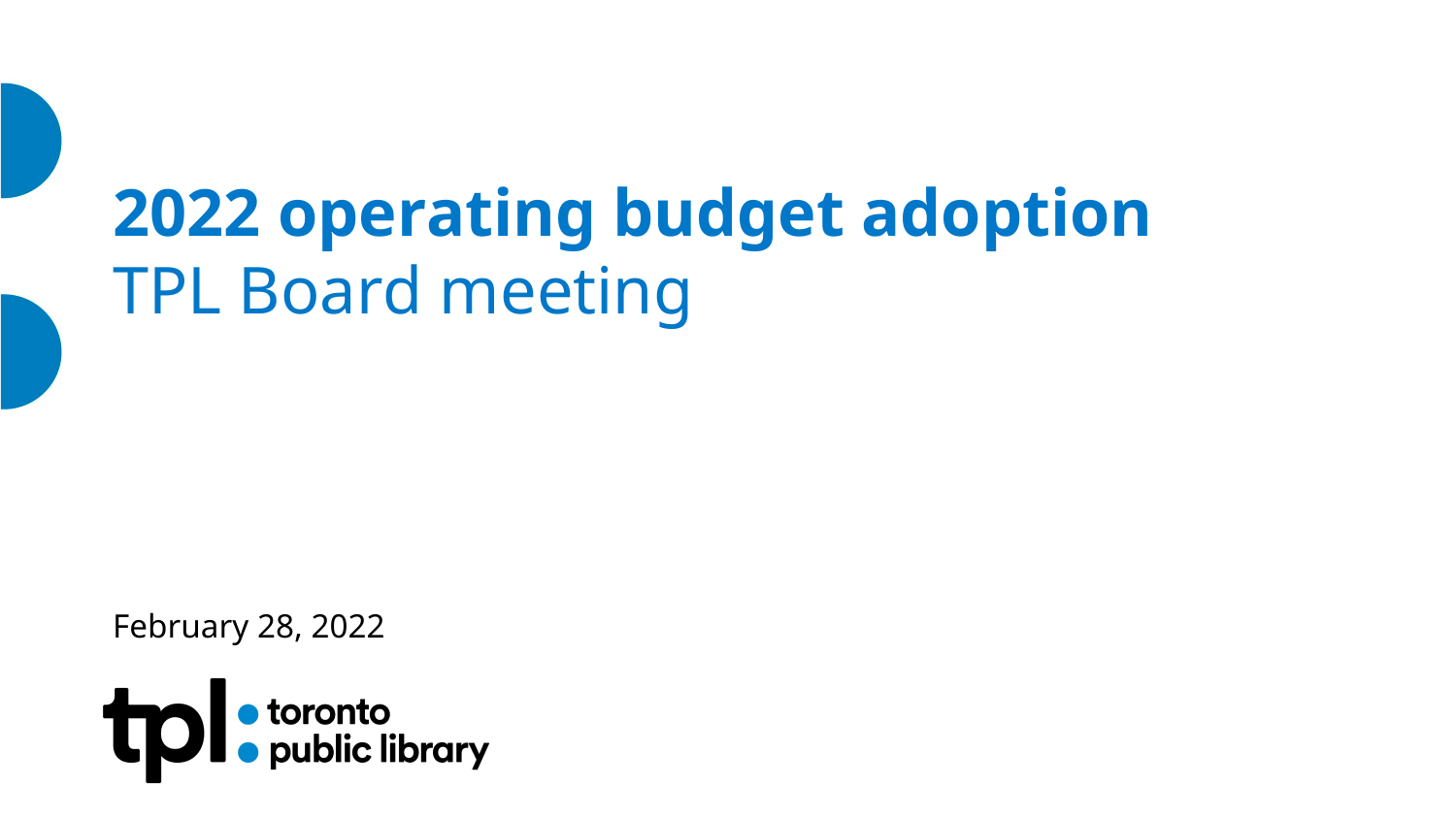# 2022 operating budget adoption

## TPL Board meeting

February 28, 2022

tpl • toronto • public library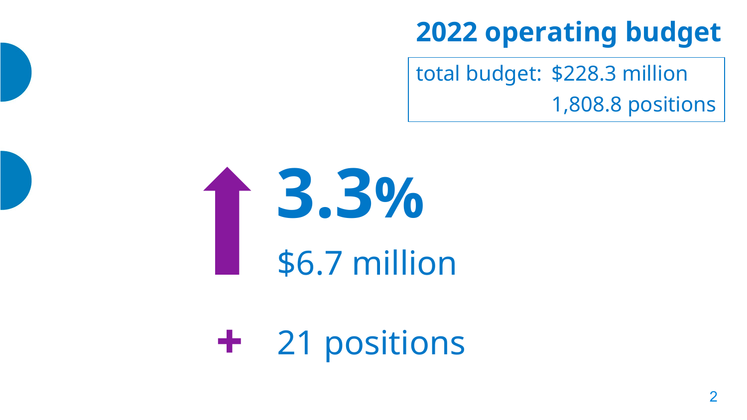## 2022 operating budget

total budget: $228.3 million
1,808.8 positions

**3.3%**

$6.7 million

\+ 21 positions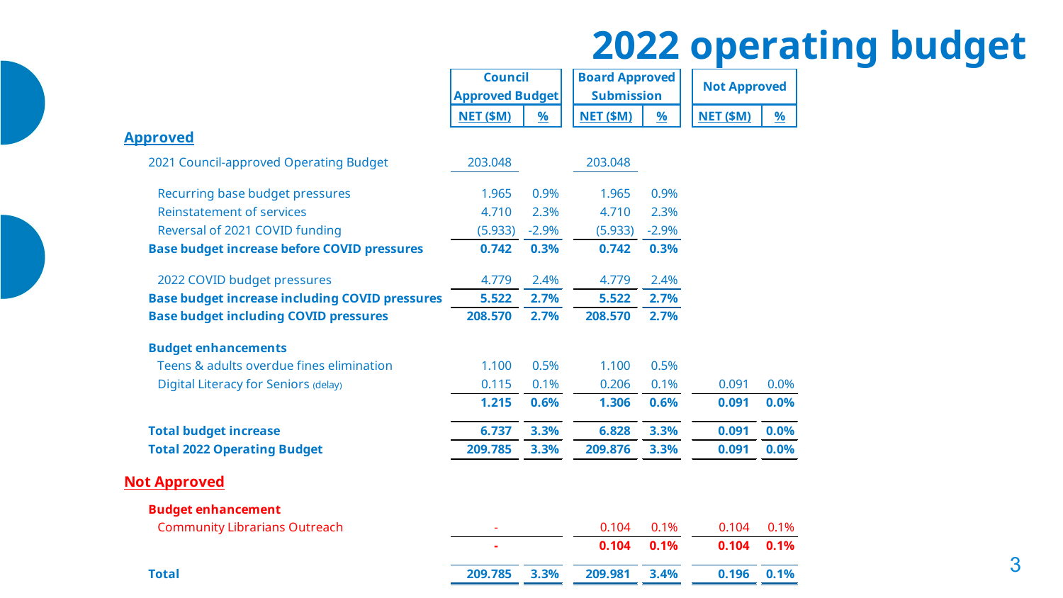# 2022 operating budget

| | Council Approved Budget | | Board Approved Submission | | Not Approved | |
|---|---|---|---|---|---|---|
| | NET ($M) | % | NET ($M) | % | NET ($M) | % |
| **Approved** | | | | | | |
| 2021 Council-approved Operating Budget | 203.048 | | 203.048 | | | |
| Recurring base budget pressures | 1.965 | 0.9% | 1.965 | 0.9% | | |
| Reinstatement of services | 4.710 | 2.3% | 4.710 | 2.3% | | |
| Reversal of 2021 COVID funding | (5.933) | -2.9% | (5.933) | -2.9% | | |
| **Base budget increase before COVID pressures** | **0.742** | **0.3%** | **0.742** | **0.3%** | | |
| 2022 COVID budget pressures | 4.779 | 2.4% | 4.779 | 2.4% | | |
| **Base budget increase including COVID pressures** | **5.522** | **2.7%** | **5.522** | **2.7%** | | |
| **Base budget including COVID pressures** | **208.570** | **2.7%** | **208.570** | **2.7%** | | |
| **Budget enhancements** | | | | | | |
| Teens & adults overdue fines elimination | 1.100 | 0.5% | 1.100 | 0.5% | | |
| Digital Literacy for Seniors (delay) | 0.115 | 0.1% | 0.206 | 0.1% | 0.091 | 0.0% |
| | **1.215** | **0.6%** | **1.306** | **0.6%** | **0.091** | **0.0%** |
| **Total budget increase** | **6.737** | **3.3%** | **6.828** | **3.3%** | **0.091** | **0.0%** |
| **Total 2022 Operating Budget** | **209.785** | **3.3%** | **209.876** | **3.3%** | **0.091** | **0.0%** |
| **Not Approved** | | | | | | |
| **Budget enhancement** | | | | | | |
| Community Librarians Outreach | - | | 0.104 | 0.1% | 0.104 | 0.1% |
| | **-** | | **0.104** | **0.1%** | **0.104** | **0.1%** |
| **Total** | **209.785** | **3.3%** | **209.981** | **3.4%** | **0.196** | **0.1%** |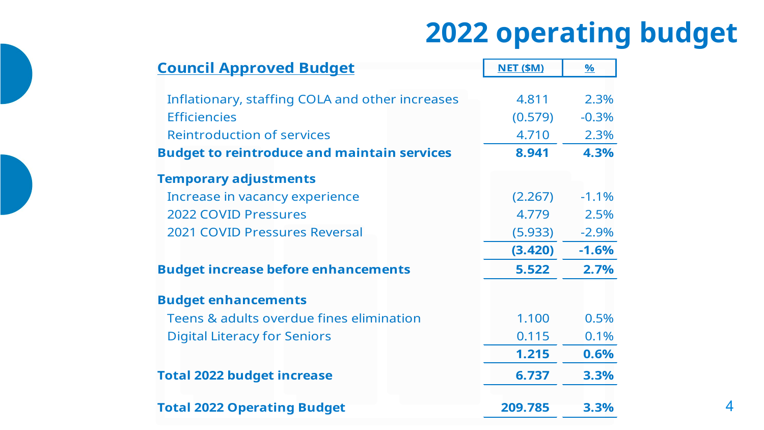# 2022 operating budget

| Council Approved Budget | NET ($M) | % |
|---|---|---|
| Inflationary, staffing COLA and other increases | 4.811 | 2.3% |
| Efficiencies | (0.579) | -0.3% |
| Reintroduction of services | 4.710 | 2.3% |
| **Budget to reintroduce and maintain services** | **8.941** | **4.3%** |
| **Temporary adjustments** | | |
| Increase in vacancy experience | (2.267) | -1.1% |
| 2022 COVID Pressures | 4.779 | 2.5% |
| 2021 COVID Pressures Reversal | (5.933) | -2.9% |
| | **(3.420)** | **-1.6%** |
| **Budget increase before enhancements** | **5.522** | **2.7%** |
| **Budget enhancements** | | |
| Teens & adults overdue fines elimination | 1.100 | 0.5% |
| Digital Literacy for Seniors | 0.115 | 0.1% |
| | **1.215** | **0.6%** |
| **Total 2022 budget increase** | **6.737** | **3.3%** |
| **Total 2022 Operating Budget** | **209.785** | **3.3%** |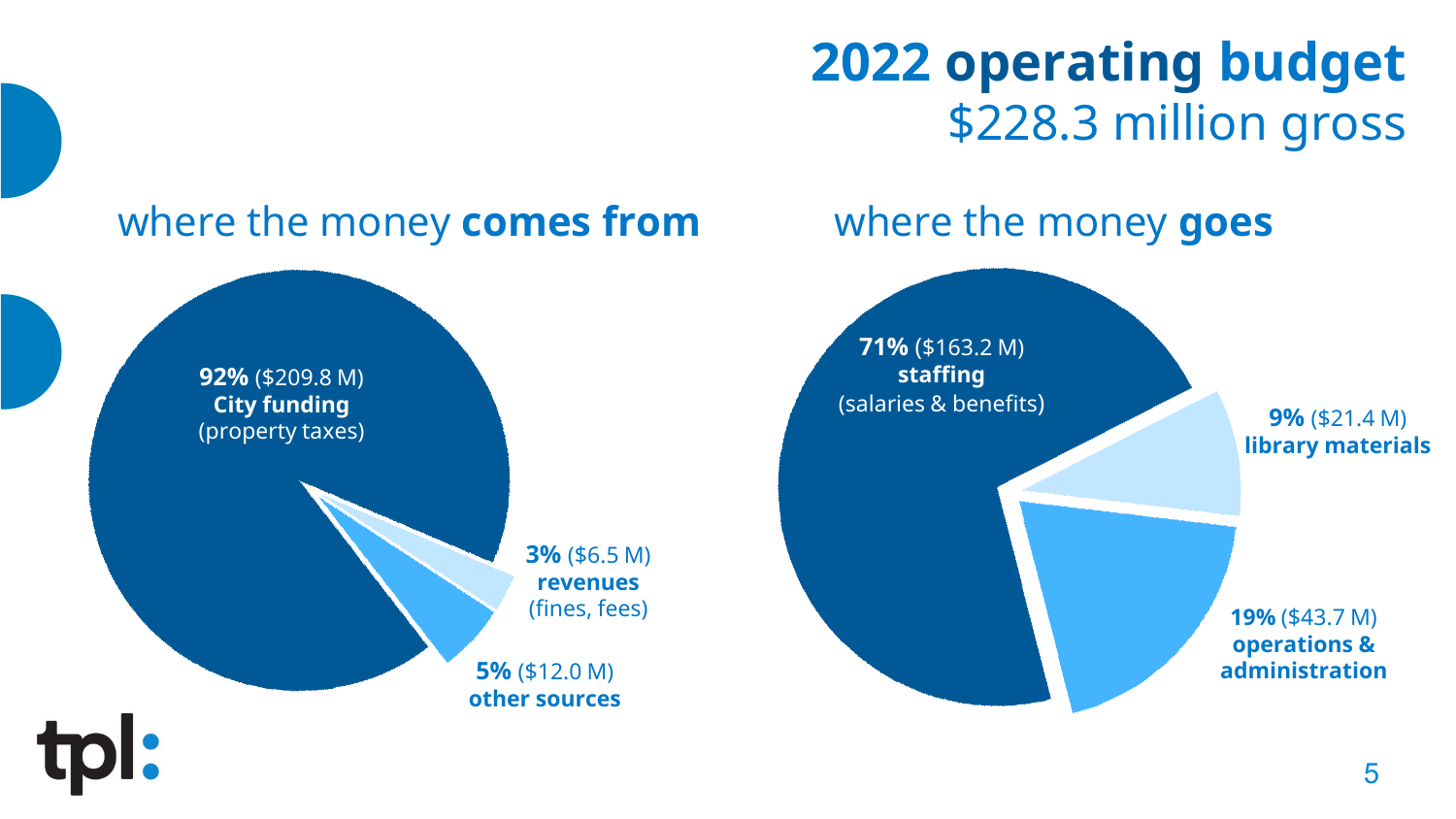# 2022 operating budget
## $228.3 million gross

### where the money **comes from**

- **92%** ($209.8 M) **City funding** (property taxes)
- **5%** ($12.0 M) **other sources**
- **3%** ($6.5 M) **revenues** (fines, fees)

### where the money **goes**

- **71%** ($163.2 M) **staffing** (salaries & benefits)
- **19%** ($43.7 M) **operations & administration**
- **9%** ($21.4 M) **library materials**

tpl: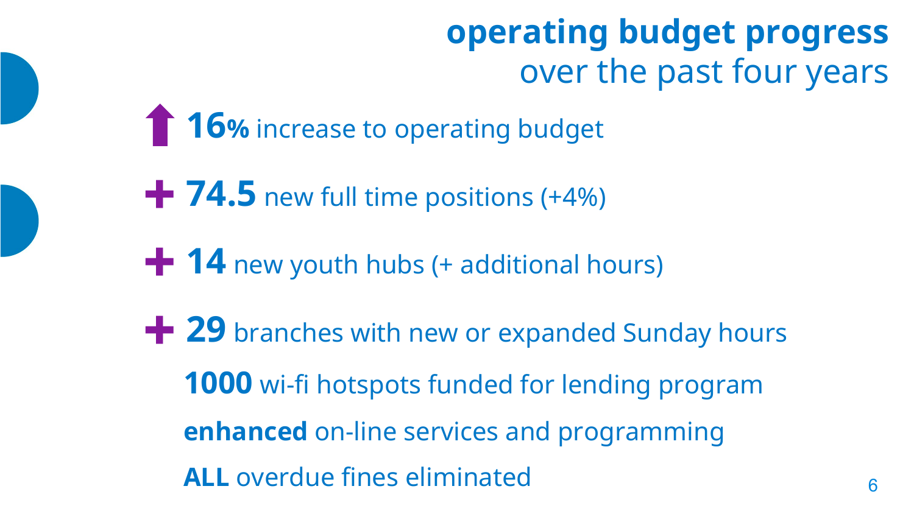# **operating budget progress** over the past four years

- **16%** increase to operating budget
- **74.5** new full time positions (+4%)
- **14** new youth hubs (+ additional hours)
- **29** branches with new or expanded Sunday hours

**1000** wi-fi hotspots funded for lending program

**enhanced** on-line services and programming

**ALL** overdue fines eliminated